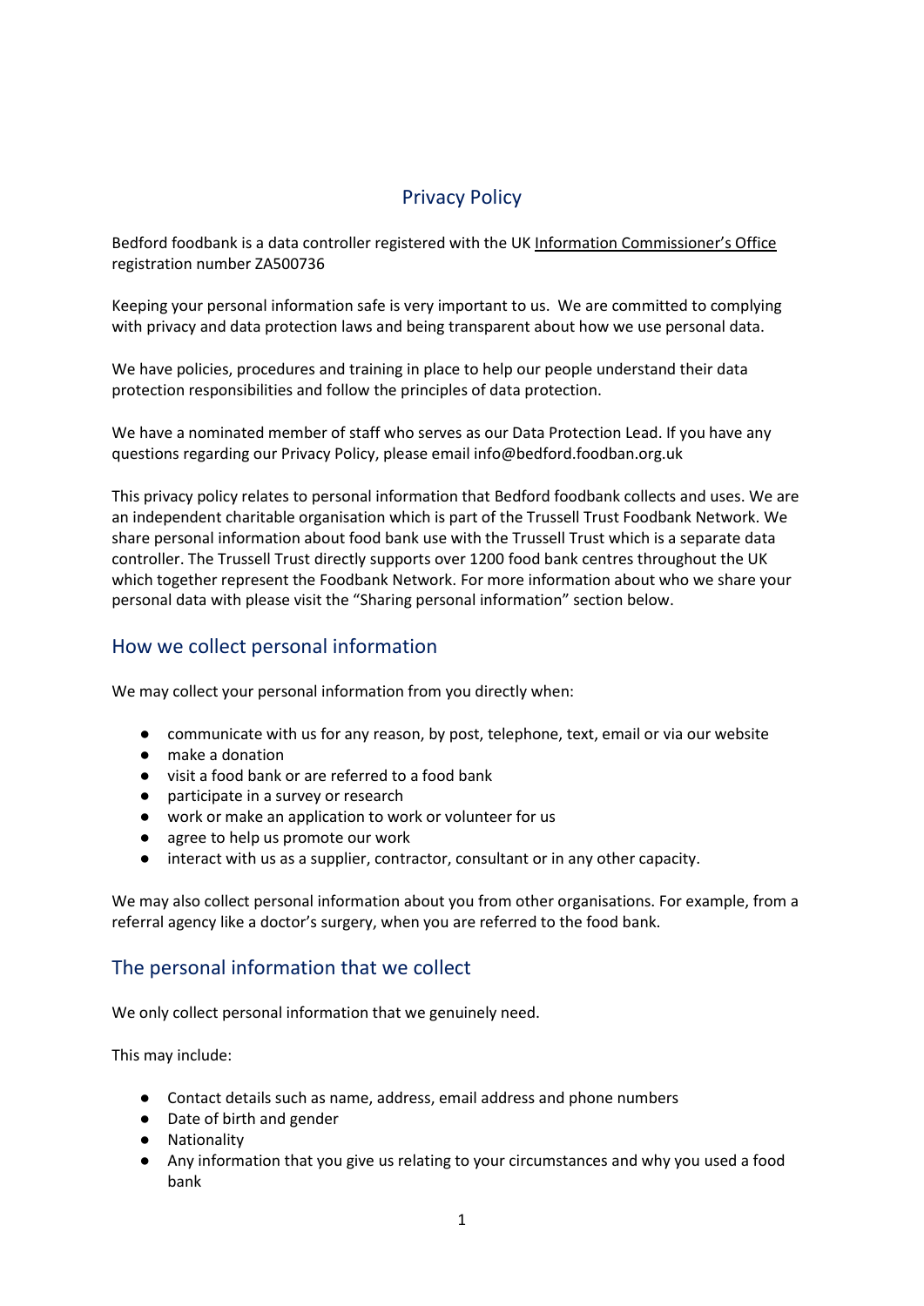# Privacy Policy

Bedford foodbank is a data controller registered with the UK Information Commissioner's Office registration number ZA500736

Keeping your personal information safe is very important to us. We are committed to complying with privacy and data protection laws and being transparent about how we use personal data.

We have policies, procedures and training in place to help our people understand their data protection responsibilities and follow the principles of data protection.

We have a nominated member of staff who serves as our Data Protection Lead. If you have any questions regarding our Privacy Policy, please email info@bedford.foodban.org.uk

This privacy policy relates to personal information that Bedford foodbank collects and uses. We are an independent charitable organisation which is part of the Trussell Trust Foodbank Network. We share personal information about food bank use with the Trussell Trust which is a separate data controller. The Trussell Trust directly supports over 1200 food bank centres throughout the UK which together represent the Foodbank Network. For more information about who we share your personal data with please visit the "Sharing personal information" section below.

## How we collect personal information

We may collect your personal information from you directly when:

- communicate with us for any reason, by post, telephone, text, email or via our website
- make a donation
- visit a food bank or are referred to a food bank
- participate in a survey or research
- work or make an application to work or volunteer for us
- agree to help us promote our work
- interact with us as a supplier, contractor, consultant or in any other capacity.

We may also collect personal information about you from other organisations. For example, from a referral agency like a doctor's surgery, when you are referred to the food bank.

## The personal information that we collect

We only collect personal information that we genuinely need.

This may include:

- Contact details such as name, address, email address and phone numbers
- Date of birth and gender
- Nationality
- Any information that you give us relating to your circumstances and why you used a food bank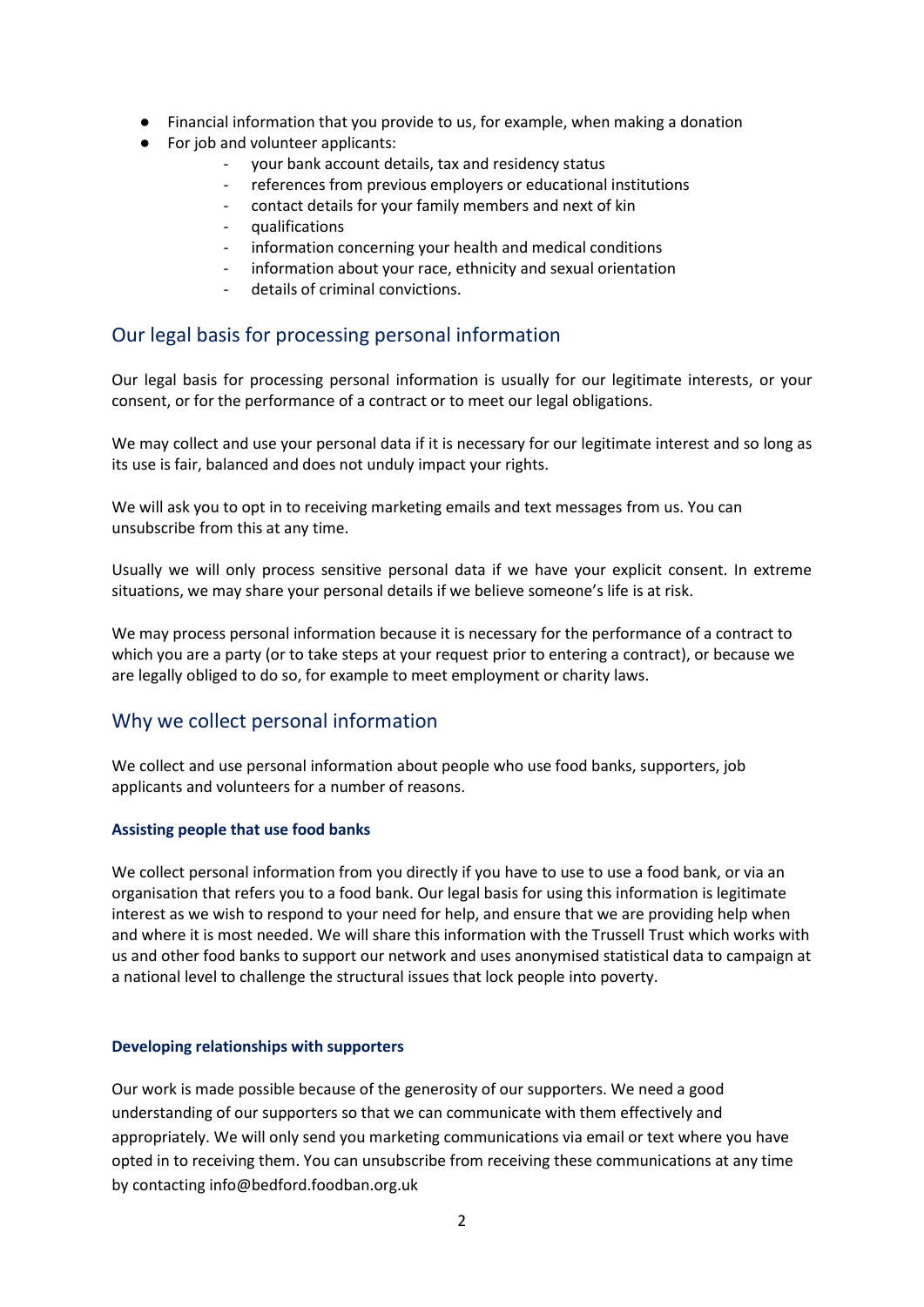- Financial information that you provide to us, for example, when making a donation
- For job and volunteer applicants:
    - your bank account details, tax and residency status
    - references from previous employers or educational institutions
    - contact details for your family members and next of kin
    - qualifications
    - information concerning your health and medical conditions
    - information about your race, ethnicity and sexual orientation
    - details of criminal convictions.

## Our legal basis for processing personal information

Our legal basis for processing personal information is usually for our legitimate interests, or your consent, or for the performance of a contract or to meet our legal obligations.

We may collect and use your personal data if it is necessary for our legitimate interest and so long as its use is fair, balanced and does not unduly impact your rights.

We will ask you to opt in to receiving marketing emails and text messages from us. You can unsubscribe from this at any time.

Usually we will only process sensitive personal data if we have your explicit consent. In extreme situations, we may share your personal details if we believe someone's life is at risk.

We may process personal information because it is necessary for the performance of a contract to which you are a party (or to take steps at your request prior to entering a contract), or because we are legally obliged to do so, for example to meet employment or charity laws.

## Why we collect personal information

We collect and use personal information about people who use food banks, supporters, job applicants and volunteers for a number of reasons.

#### Assisting people that use food banks

We collect personal information from you directly if you have to use to use a food bank, or via an organisation that refers you to a food bank. Our legal basis for using this information is legitimate interest as we wish to respond to your need for help, and ensure that we are providing help when and where it is most needed. We will share this information with the Trussell Trust which works with us and other food banks to support our network and uses anonymised statistical data to campaign at a national level to challenge the structural issues that lock people into poverty.

#### Developing relationships with supporters

Our work is made possible because of the generosity of our supporters. We need a good understanding of our supporters so that we can communicate with them effectively and appropriately. We will only send you marketing communications via email or text where you have opted in to receiving them. You can unsubscribe from receiving these communications at any time by contacting info@bedford.foodban.org.uk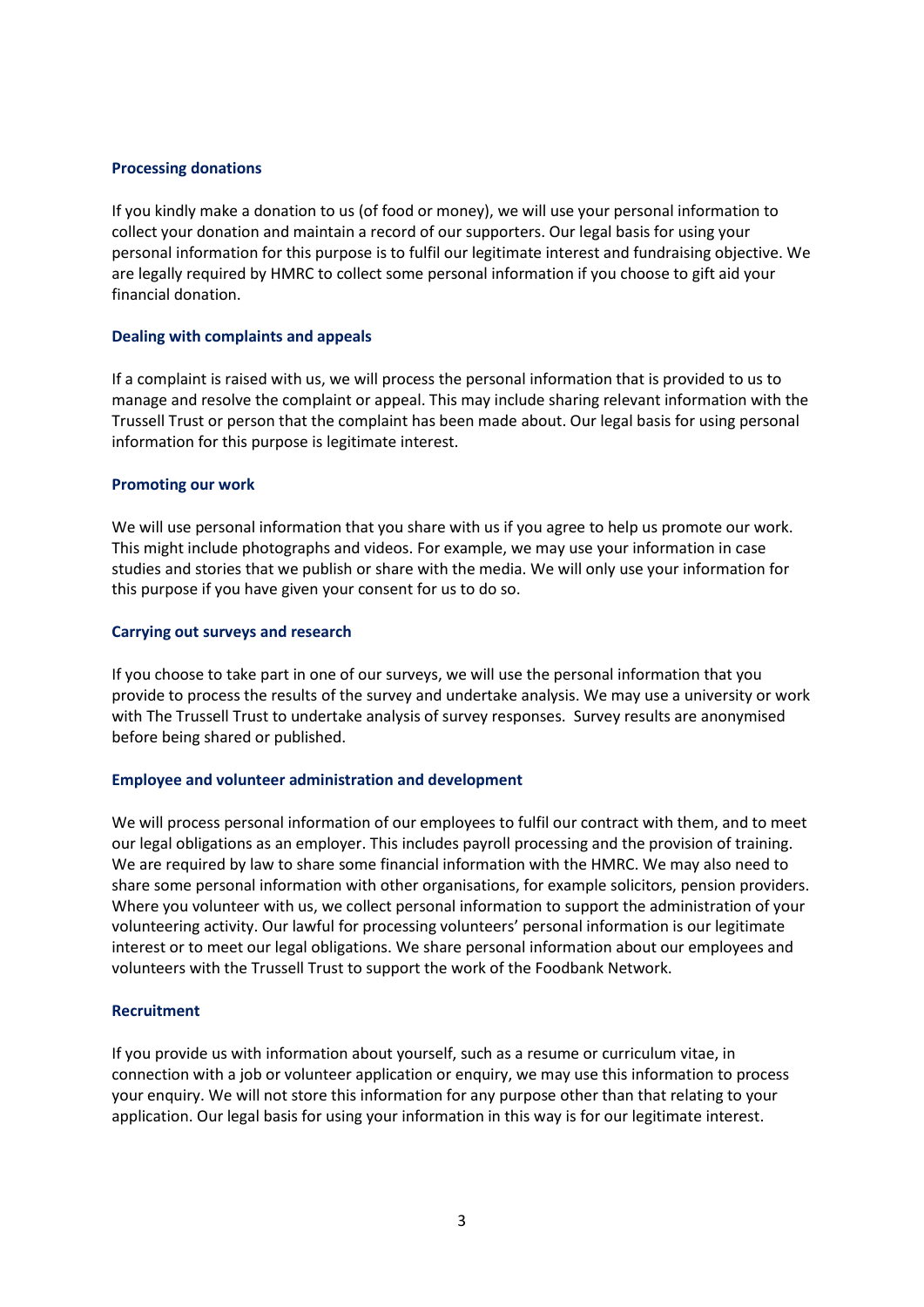### Processing donations

If you kindly make a donation to us (of food or money), we will use your personal information to collect your donation and maintain a record of our supporters. Our legal basis for using your personal information for this purpose is to fulfil our legitimate interest and fundraising objective. We are legally required by HMRC to collect some personal information if you choose to gift aid your financial donation.

### Dealing with complaints and appeals

If a complaint is raised with us, we will process the personal information that is provided to us to manage and resolve the complaint or appeal. This may include sharing relevant information with the Trussell Trust or person that the complaint has been made about. Our legal basis for using personal information for this purpose is legitimate interest.

### Promoting our work

We will use personal information that you share with us if you agree to help us promote our work. This might include photographs and videos. For example, we may use your information in case studies and stories that we publish or share with the media. We will only use your information for this purpose if you have given your consent for us to do so.

### Carrying out surveys and research

If you choose to take part in one of our surveys, we will use the personal information that you provide to process the results of the survey and undertake analysis. We may use a university or work with The Trussell Trust to undertake analysis of survey responses. Survey results are anonymised before being shared or published.

### Employee and volunteer administration and development

We will process personal information of our employees to fulfil our contract with them, and to meet our legal obligations as an employer. This includes payroll processing and the provision of training. We are required by law to share some financial information with the HMRC. We may also need to share some personal information with other organisations, for example solicitors, pension providers. Where you volunteer with us, we collect personal information to support the administration of your volunteering activity. Our lawful for processing volunteers' personal information is our legitimate interest or to meet our legal obligations. We share personal information about our employees and volunteers with the Trussell Trust to support the work of the Foodbank Network.

### Recruitment

If you provide us with information about yourself, such as a resume or curriculum vitae, in connection with a job or volunteer application or enquiry, we may use this information to process your enquiry. We will not store this information for any purpose other than that relating to your application. Our legal basis for using your information in this way is for our legitimate interest.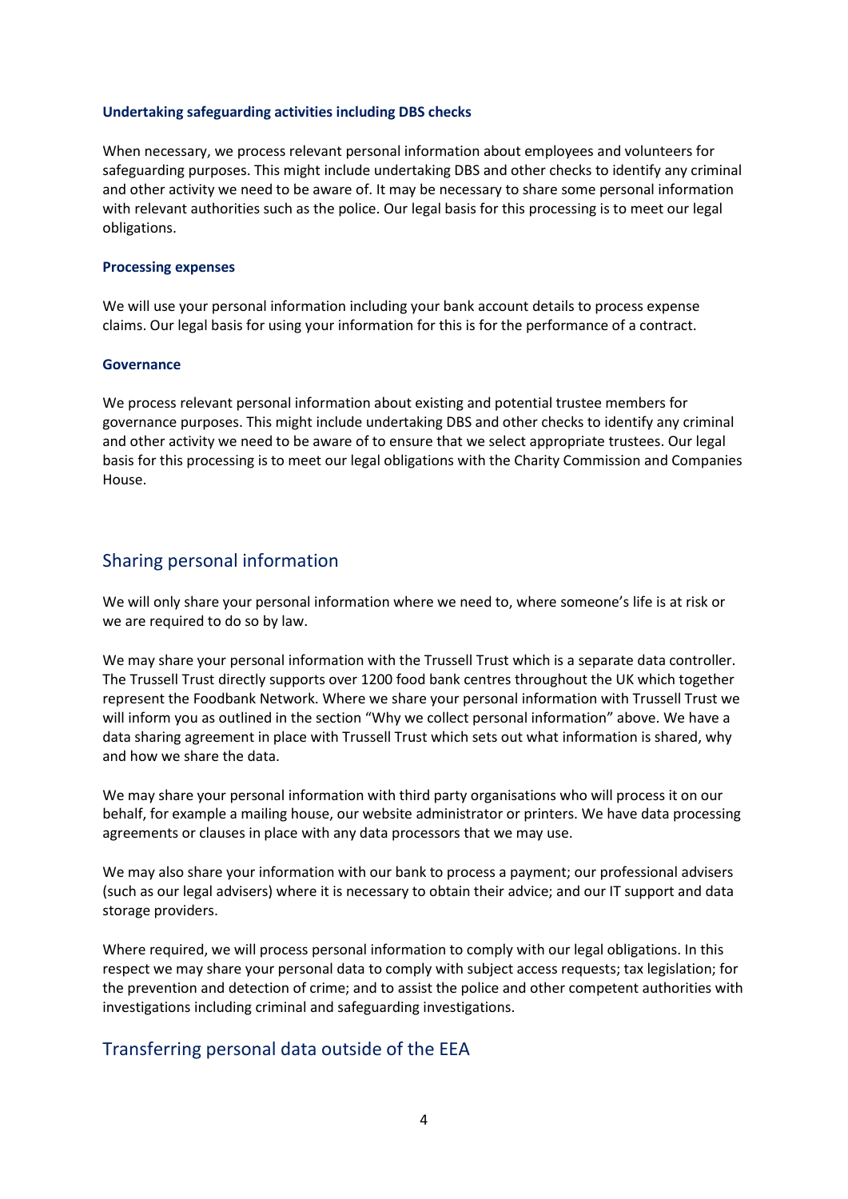### Undertaking safeguarding activities including DBS checks

When necessary, we process relevant personal information about employees and volunteers for safeguarding purposes. This might include undertaking DBS and other checks to identify any criminal and other activity we need to be aware of. It may be necessary to share some personal information with relevant authorities such as the police. Our legal basis for this processing is to meet our legal obligations.

### Processing expenses

We will use your personal information including your bank account details to process expense claims. Our legal basis for using your information for this is for the performance of a contract.

### Governance

We process relevant personal information about existing and potential trustee members for governance purposes. This might include undertaking DBS and other checks to identify any criminal and other activity we need to be aware of to ensure that we select appropriate trustees. Our legal basis for this processing is to meet our legal obligations with the Charity Commission and Companies House.

## Sharing personal information

We will only share your personal information where we need to, where someone's life is at risk or we are required to do so by law.

We may share your personal information with the Trussell Trust which is a separate data controller. The Trussell Trust directly supports over 1200 food bank centres throughout the UK which together represent the Foodbank Network. Where we share your personal information with Trussell Trust we will inform you as outlined in the section "Why we collect personal information" above. We have a data sharing agreement in place with Trussell Trust which sets out what information is shared, why and how we share the data.

We may share your personal information with third party organisations who will process it on our behalf, for example a mailing house, our website administrator or printers. We have data processing agreements or clauses in place with any data processors that we may use.

We may also share your information with our bank to process a payment; our professional advisers (such as our legal advisers) where it is necessary to obtain their advice; and our IT support and data storage providers.

Where required, we will process personal information to comply with our legal obligations. In this respect we may share your personal data to comply with subject access requests; tax legislation; for the prevention and detection of crime; and to assist the police and other competent authorities with investigations including criminal and safeguarding investigations.

## Transferring personal data outside of the EEA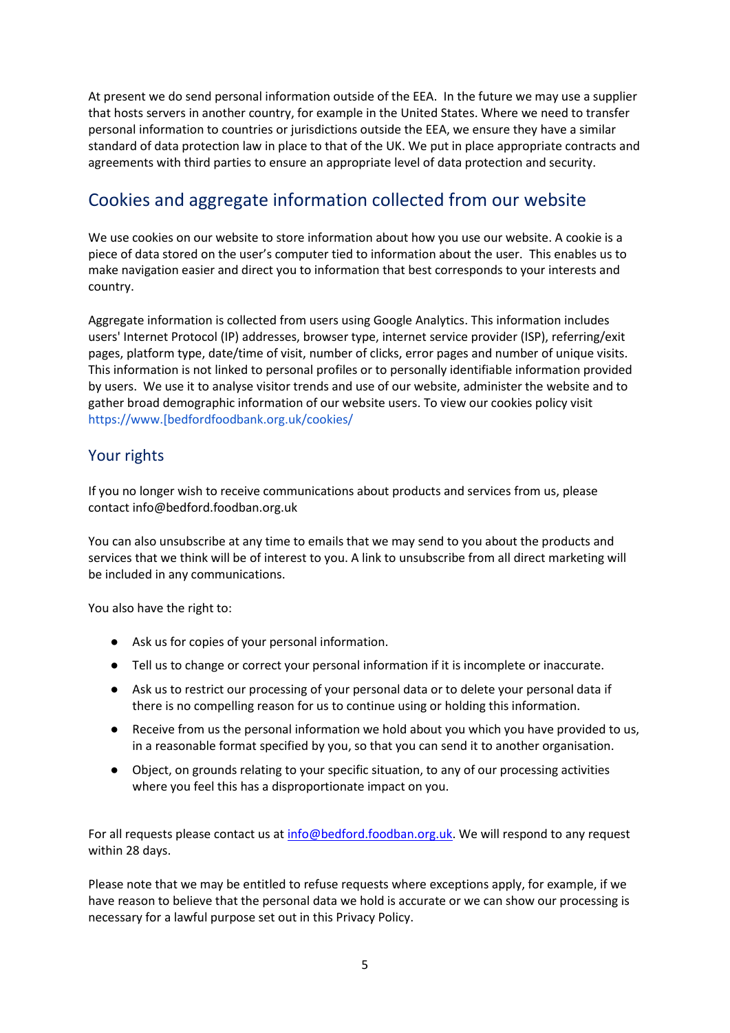At present we do send personal information outside of the EEA. In the future we may use a supplier that hosts servers in another country, for example in the United States. Where we need to transfer personal information to countries or jurisdictions outside the EEA, we ensure they have a similar standard of data protection law in place to that of the UK. We put in place appropriate contracts and agreements with third parties to ensure an appropriate level of data protection and security.

## Cookies and aggregate information collected from our website

We use cookies on our website to store information about how you use our website. A cookie is a piece of data stored on the user's computer tied to information about the user. This enables us to make navigation easier and direct you to information that best corresponds to your interests and country.

Aggregate information is collected from users using Google Analytics. This information includes users' Internet Protocol (IP) addresses, browser type, internet service provider (ISP), referring/exit pages, platform type, date/time of visit, number of clicks, error pages and number of unique visits. This information is not linked to personal profiles or to personally identifiable information provided by users. We use it to analyse visitor trends and use of our website, administer the website and to gather broad demographic information of our website users. To view our cookies policy visit https://www.[bedfordfoodbank.org.uk/cookies/

## Your rights

If you no longer wish to receive communications about products and services from us, please contact info@bedford.foodban.org.uk

You can also unsubscribe at any time to emails that we may send to you about the products and services that we think will be of interest to you. A link to unsubscribe from all direct marketing will be included in any communications.

You also have the right to:

- Ask us for copies of your personal information.
- Tell us to change or correct your personal information if it is incomplete or inaccurate.
- Ask us to restrict our processing of your personal data or to delete your personal data if there is no compelling reason for us to continue using or holding this information.
- Receive from us the personal information we hold about you which you have provided to us, in a reasonable format specified by you, so that you can send it to another organisation.
- Object, on grounds relating to your specific situation, to any of our processing activities where you feel this has a disproportionate impact on you.

For all requests please contact us at info@bedford.foodban.org.uk. We will respond to any request within 28 days.

Please note that we may be entitled to refuse requests where exceptions apply, for example, if we have reason to believe that the personal data we hold is accurate or we can show our processing is necessary for a lawful purpose set out in this Privacy Policy.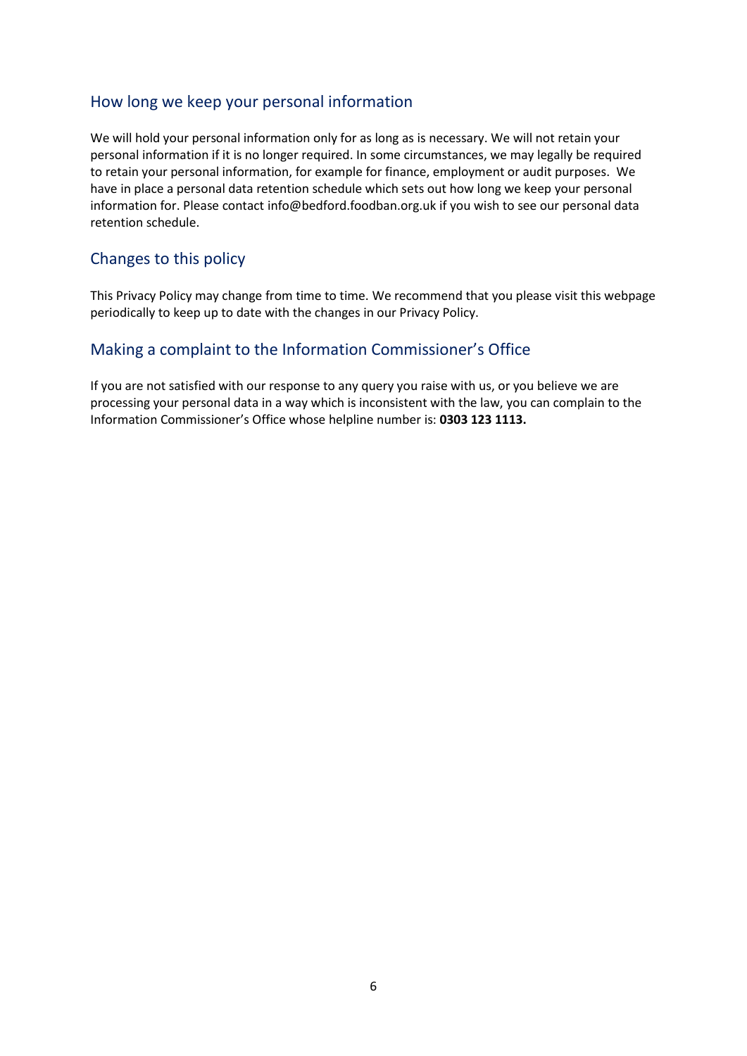## How long we keep your personal information

We will hold your personal information only for as long as is necessary. We will not retain your personal information if it is no longer required. In some circumstances, we may legally be required to retain your personal information, for example for finance, employment or audit purposes. We have in place a personal data retention schedule which sets out how long we keep your personal information for. Please contact info@bedford.foodban.org.uk if you wish to see our personal data retention schedule.

## Changes to this policy

This Privacy Policy may change from time to time. We recommend that you please visit this webpage periodically to keep up to date with the changes in our Privacy Policy.

## Making a complaint to the Information Commissioner's Office

If you are not satisfied with our response to any query you raise with us, or you believe we are processing your personal data in a way which is inconsistent with the law, you can complain to the Information Commissioner's Office whose helpline number is: **0303 123 1113.**